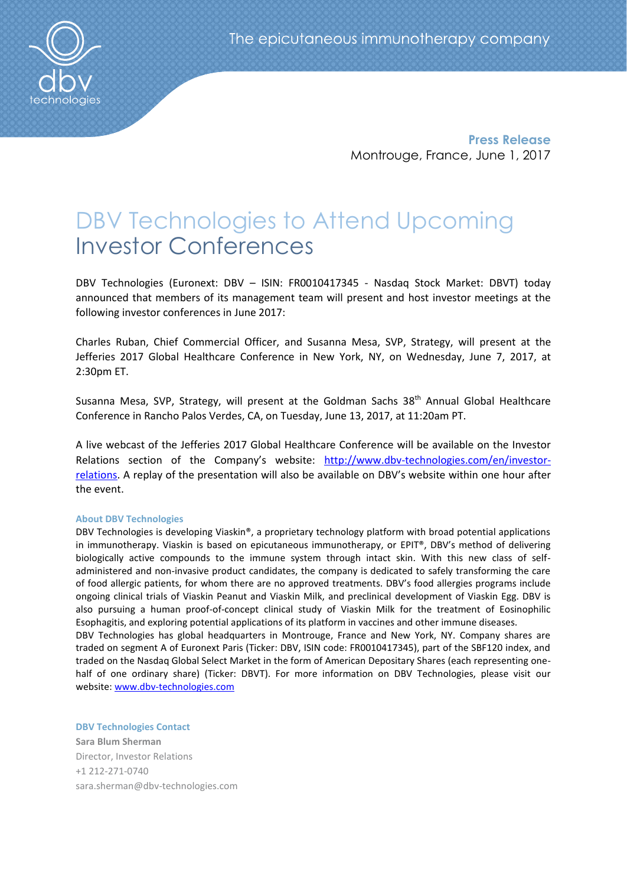The epicutaneous immunotherapy company

**Press Release**
Montrouge, France, June 1, 2017

# DBV Technologies to Attend Upcoming Investor Conferences

DBV Technologies (Euronext: DBV – ISIN: FR0010417345 - Nasdaq Stock Market: DBVT) today announced that members of its management team will present and host investor meetings at the following investor conferences in June 2017:

Charles Ruban, Chief Commercial Officer, and Susanna Mesa, SVP, Strategy, will present at the Jefferies 2017 Global Healthcare Conference in New York, NY, on Wednesday, June 7, 2017, at 2:30pm ET.

Susanna Mesa, SVP, Strategy, will present at the Goldman Sachs 38th Annual Global Healthcare Conference in Rancho Palos Verdes, CA, on Tuesday, June 13, 2017, at 11:20am PT.

A live webcast of the Jefferies 2017 Global Healthcare Conference will be available on the Investor Relations section of the Company's website: http://www.dbv-technologies.com/en/investor-relations. A replay of the presentation will also be available on DBV's website within one hour after the event.

**About DBV Technologies**

DBV Technologies is developing Viaskin®, a proprietary technology platform with broad potential applications in immunotherapy. Viaskin is based on epicutaneous immunotherapy, or EPIT®, DBV's method of delivering biologically active compounds to the immune system through intact skin. With this new class of self-administered and non-invasive product candidates, the company is dedicated to safely transforming the care of food allergic patients, for whom there are no approved treatments. DBV's food allergies programs include ongoing clinical trials of Viaskin Peanut and Viaskin Milk, and preclinical development of Viaskin Egg. DBV is also pursuing a human proof-of-concept clinical study of Viaskin Milk for the treatment of Eosinophilic Esophagitis, and exploring potential applications of its platform in vaccines and other immune diseases.

DBV Technologies has global headquarters in Montrouge, France and New York, NY. Company shares are traded on segment A of Euronext Paris (Ticker: DBV, ISIN code: FR0010417345), part of the SBF120 index, and traded on the Nasdaq Global Select Market in the form of American Depositary Shares (each representing one-half of one ordinary share) (Ticker: DBVT). For more information on DBV Technologies, please visit our website: www.dbv-technologies.com

**DBV Technologies Contact**

**Sara Blum Sherman**
Director, Investor Relations
+1 212-271-0740
sara.sherman@dbv-technologies.com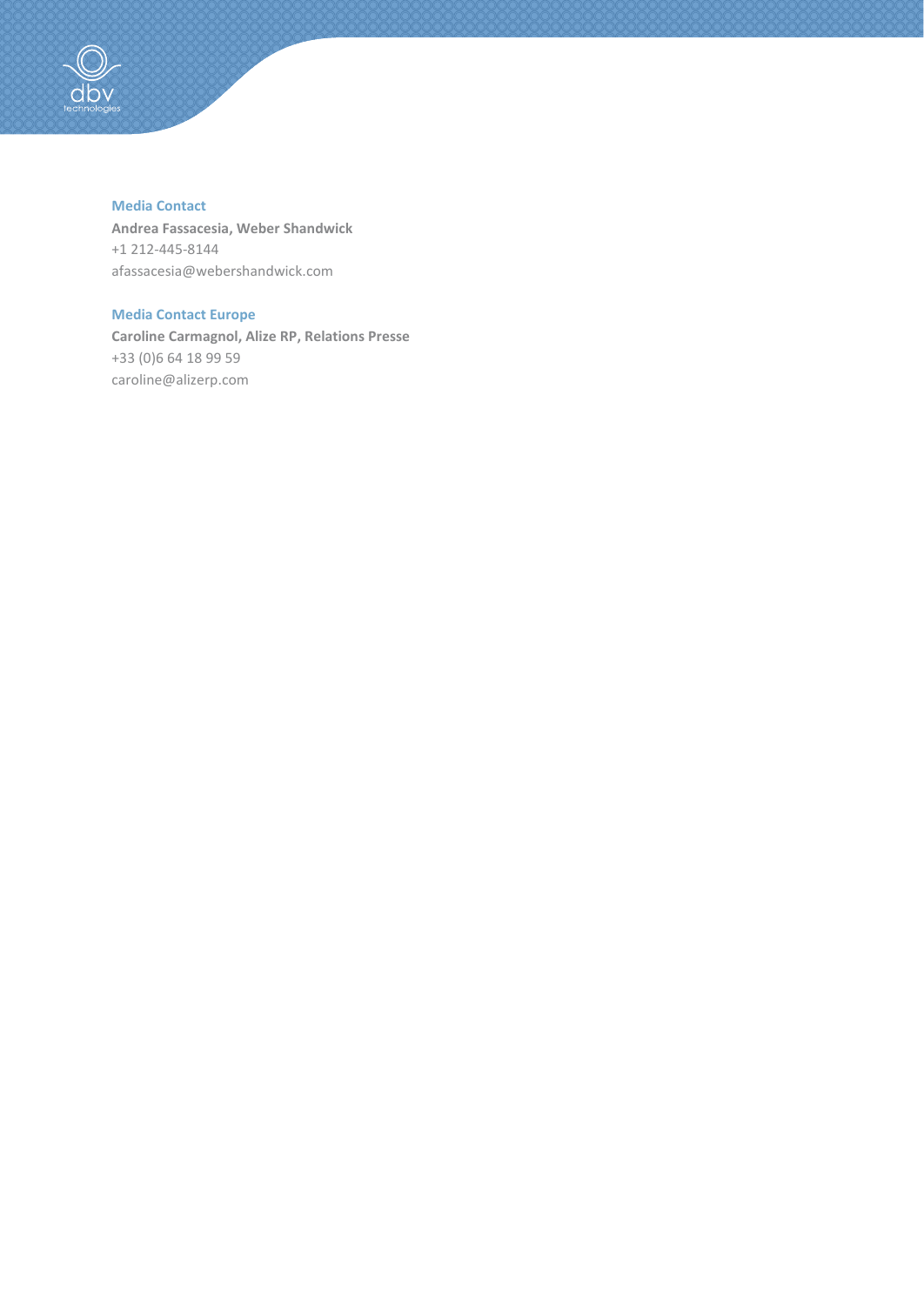**Media Contact**

**Andrea Fassacesia, Weber Shandwick**
+1 212-445-8144
afassacesia@webershandwick.com

**Media Contact Europe**

**Caroline Carmagnol, Alize RP, Relations Presse**
+33 (0)6 64 18 99 59
caroline@alizerp.com